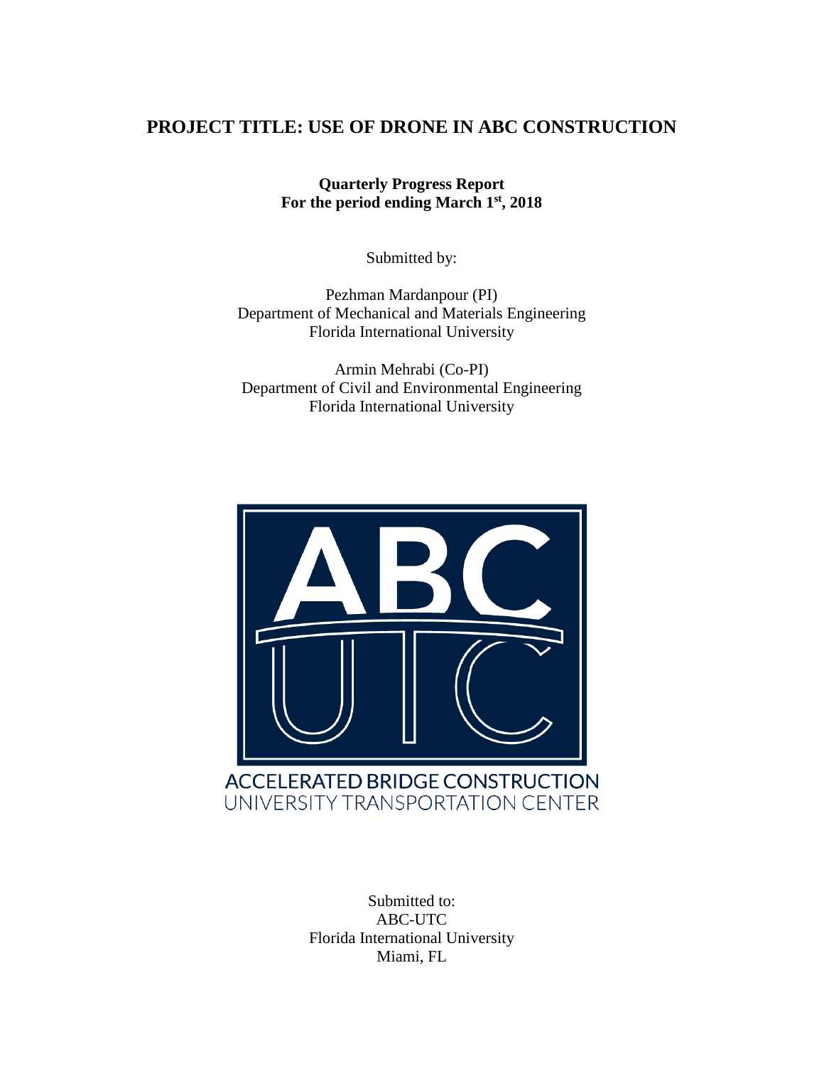# PROJECT TITLE: USE OF DRONE IN ABC CONSTRUCTION

**Quarterly Progress Report**
**For the period ending March 1st, 2018**

Submitted by:

Pezhman Mardanpour (PI)
Department of Mechanical and Materials Engineering
Florida International University

Armin Mehrabi (Co-PI)
Department of Civil and Environmental Engineering
Florida International University

ABC
UTC

ACCELERATED BRIDGE CONSTRUCTION
UNIVERSITY TRANSPORTATION CENTER

Submitted to:
ABC-UTC
Florida International University
Miami, FL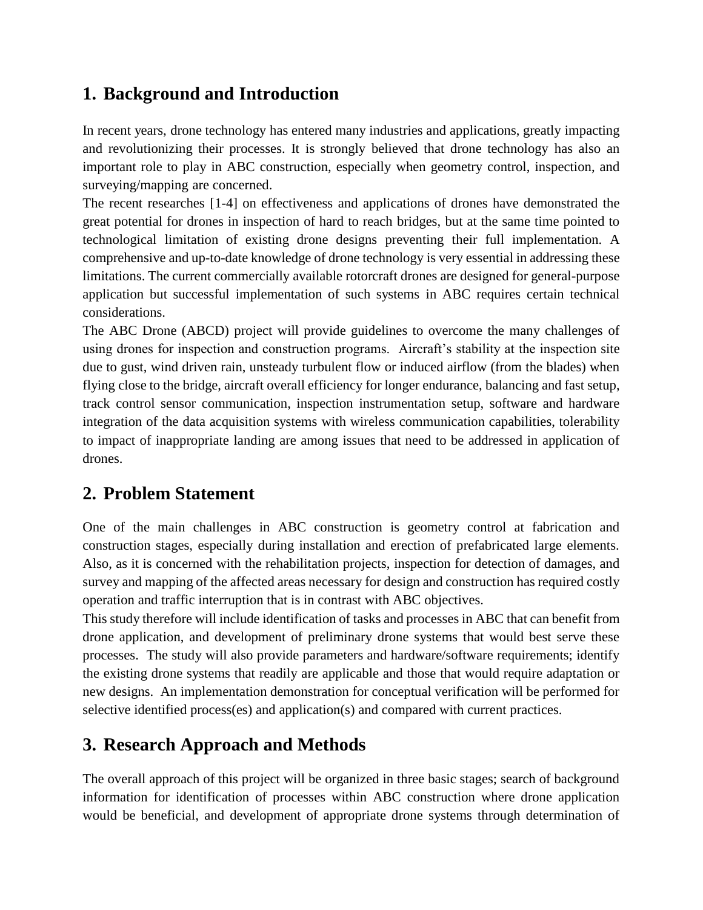## 1. Background and Introduction

In recent years, drone technology has entered many industries and applications, greatly impacting and revolutionizing their processes. It is strongly believed that drone technology has also an important role to play in ABC construction, especially when geometry control, inspection, and surveying/mapping are concerned.

The recent researches [1-4] on effectiveness and applications of drones have demonstrated the great potential for drones in inspection of hard to reach bridges, but at the same time pointed to technological limitation of existing drone designs preventing their full implementation. A comprehensive and up-to-date knowledge of drone technology is very essential in addressing these limitations. The current commercially available rotorcraft drones are designed for general-purpose application but successful implementation of such systems in ABC requires certain technical considerations.

The ABC Drone (ABCD) project will provide guidelines to overcome the many challenges of using drones for inspection and construction programs. Aircraft's stability at the inspection site due to gust, wind driven rain, unsteady turbulent flow or induced airflow (from the blades) when flying close to the bridge, aircraft overall efficiency for longer endurance, balancing and fast setup, track control sensor communication, inspection instrumentation setup, software and hardware integration of the data acquisition systems with wireless communication capabilities, tolerability to impact of inappropriate landing are among issues that need to be addressed in application of drones.

## 2. Problem Statement

One of the main challenges in ABC construction is geometry control at fabrication and construction stages, especially during installation and erection of prefabricated large elements. Also, as it is concerned with the rehabilitation projects, inspection for detection of damages, and survey and mapping of the affected areas necessary for design and construction has required costly operation and traffic interruption that is in contrast with ABC objectives.

This study therefore will include identification of tasks and processes in ABC that can benefit from drone application, and development of preliminary drone systems that would best serve these processes. The study will also provide parameters and hardware/software requirements; identify the existing drone systems that readily are applicable and those that would require adaptation or new designs. An implementation demonstration for conceptual verification will be performed for selective identified process(es) and application(s) and compared with current practices.

## 3. Research Approach and Methods

The overall approach of this project will be organized in three basic stages; search of background information for identification of processes within ABC construction where drone application would be beneficial, and development of appropriate drone systems through determination of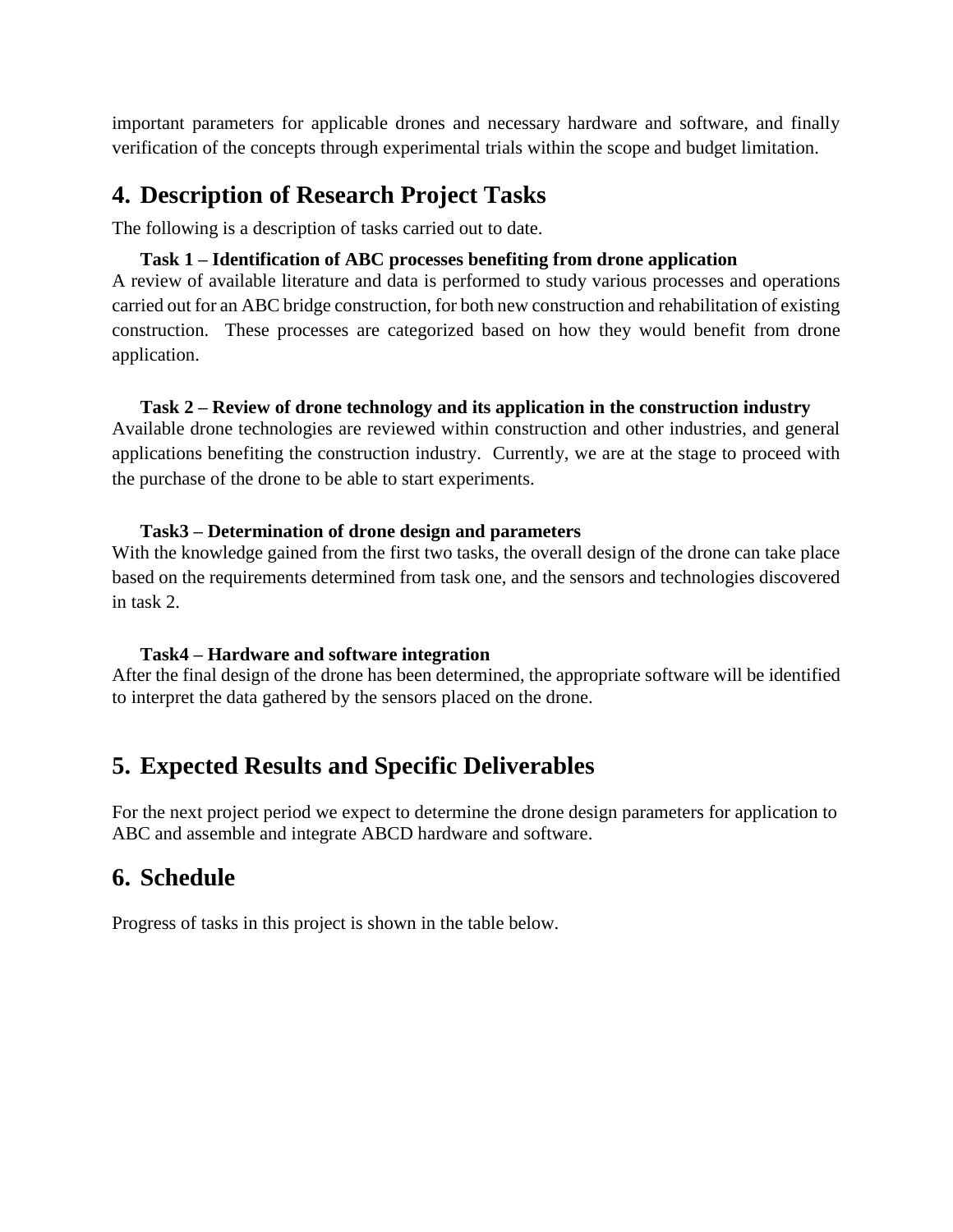important parameters for applicable drones and necessary hardware and software, and finally verification of the concepts through experimental trials within the scope and budget limitation.

## 4. Description of Research Project Tasks

The following is a description of tasks carried out to date.

**Task 1 – Identification of ABC processes benefiting from drone application**

A review of available literature and data is performed to study various processes and operations carried out for an ABC bridge construction, for both new construction and rehabilitation of existing construction. These processes are categorized based on how they would benefit from drone application.

**Task 2 – Review of drone technology and its application in the construction industry**

Available drone technologies are reviewed within construction and other industries, and general applications benefiting the construction industry. Currently, we are at the stage to proceed with the purchase of the drone to be able to start experiments.

**Task3 – Determination of drone design and parameters**

With the knowledge gained from the first two tasks, the overall design of the drone can take place based on the requirements determined from task one, and the sensors and technologies discovered in task 2.

**Task4 – Hardware and software integration**

After the final design of the drone has been determined, the appropriate software will be identified to interpret the data gathered by the sensors placed on the drone.

## 5. Expected Results and Specific Deliverables

For the next project period we expect to determine the drone design parameters for application to ABC and assemble and integrate ABCD hardware and software.

## 6. Schedule

Progress of tasks in this project is shown in the table below.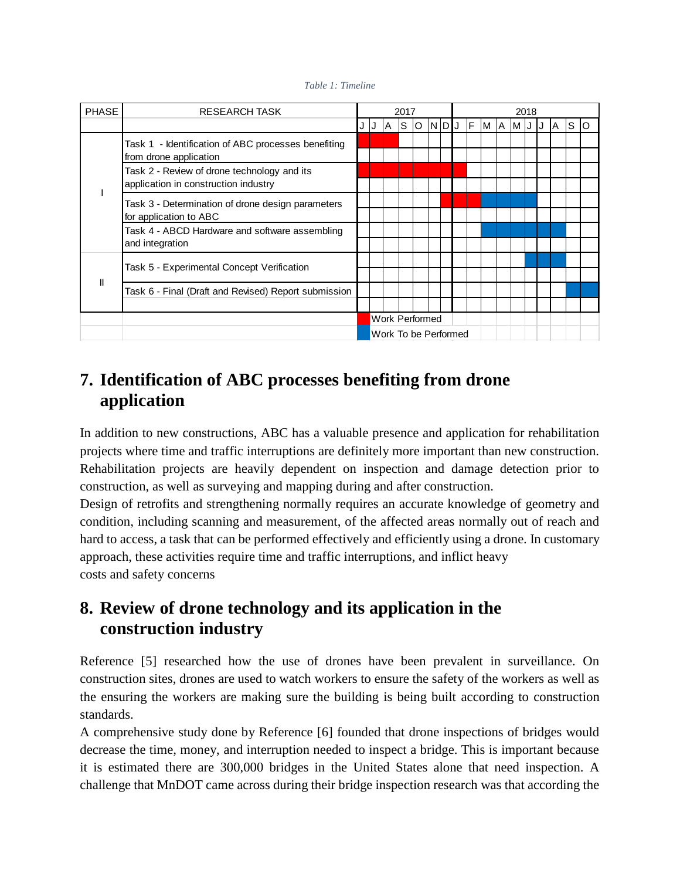*Table 1: Timeline*

| PHASE | RESEARCH TASK | 2017 | | | | | | | 2018 | | | | | | | | | |
|---|---|---|---|---|---|---|---|---|---|---|---|---|---|---|---|---|---|---|
| | | J | J | A | S | O | N | D | J | F | M | A | M | J | J | A | S | O |
| I | Task 1 - Identification of ABC processes benefiting from drone application | ■ | ■ | ■ | | | | | | | | | | | | | | |
| | Task 2 - Review of drone technology and its application in construction industry | ■ | ■ | ■ | ■ | ■ | ■ | ■ | ■ | | | | | | | | | |
| | Task 3 - Determination of drone design parameters for application to ABC | | | | | | | ■ | ■ | ■ | □ | □ | □ | □ | | | | |
| | Task 4 - ABCD Hardware and software assembling and integration | | | | | | | | | | □ | □ | □ | □ | □ | □ | | |
| II | Task 5 - Experimental Concept Verification | | | | | | | | | | | | | □ | □ | □ | | |
| | Task 6 - Final (Draft and Revised) Report submission | | | | | | | | | | | | | | | | □ | □ |

■ Work Performed (red)

□ Work To be Performed (blue)

## 7. Identification of ABC processes benefiting from drone application

In addition to new constructions, ABC has a valuable presence and application for rehabilitation projects where time and traffic interruptions are definitely more important than new construction. Rehabilitation projects are heavily dependent on inspection and damage detection prior to construction, as well as surveying and mapping during and after construction.

Design of retrofits and strengthening normally requires an accurate knowledge of geometry and condition, including scanning and measurement, of the affected areas normally out of reach and hard to access, a task that can be performed effectively and efficiently using a drone. In customary approach, these activities require time and traffic interruptions, and inflict heavy costs and safety concerns

## 8. Review of drone technology and its application in the construction industry

Reference [5] researched how the use of drones have been prevalent in surveillance. On construction sites, drones are used to watch workers to ensure the safety of the workers as well as the ensuring the workers are making sure the building is being built according to construction standards.

A comprehensive study done by Reference [6] founded that drone inspections of bridges would decrease the time, money, and interruption needed to inspect a bridge. This is important because it is estimated there are 300,000 bridges in the United States alone that need inspection. A challenge that MnDOT came across during their bridge inspection research was that according the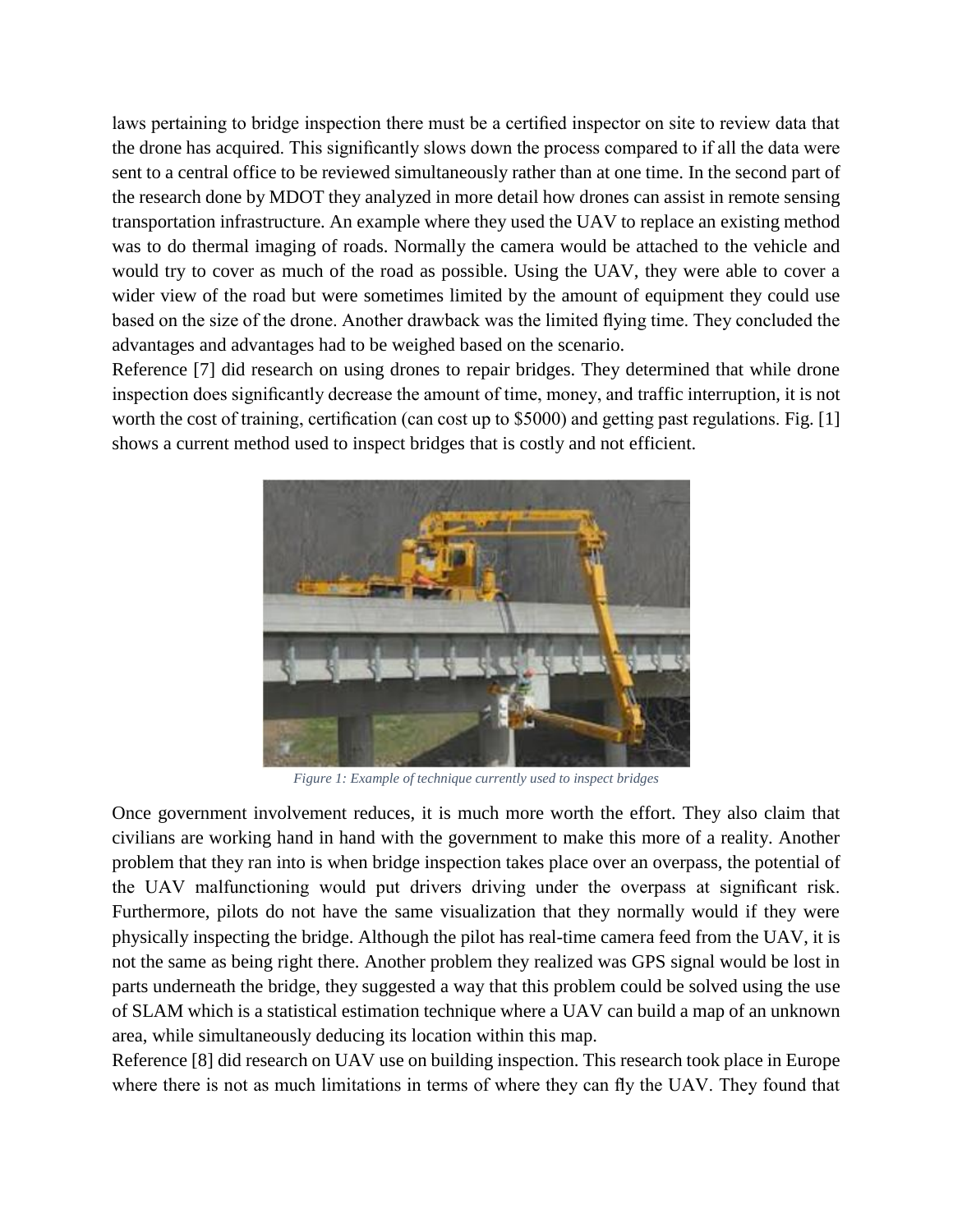laws pertaining to bridge inspection there must be a certified inspector on site to review data that the drone has acquired. This significantly slows down the process compared to if all the data were sent to a central office to be reviewed simultaneously rather than at one time. In the second part of the research done by MDOT they analyzed in more detail how drones can assist in remote sensing transportation infrastructure. An example where they used the UAV to replace an existing method was to do thermal imaging of roads. Normally the camera would be attached to the vehicle and would try to cover as much of the road as possible. Using the UAV, they were able to cover a wider view of the road but were sometimes limited by the amount of equipment they could use based on the size of the drone. Another drawback was the limited flying time. They concluded the advantages and advantages had to be weighed based on the scenario.

Reference [7] did research on using drones to repair bridges. They determined that while drone inspection does significantly decrease the amount of time, money, and traffic interruption, it is not worth the cost of training, certification (can cost up to $5000) and getting past regulations. Fig. [1] shows a current method used to inspect bridges that is costly and not efficient.

*Figure 1: Example of technique currently used to inspect bridges*

Once government involvement reduces, it is much more worth the effort. They also claim that civilians are working hand in hand with the government to make this more of a reality. Another problem that they ran into is when bridge inspection takes place over an overpass, the potential of the UAV malfunctioning would put drivers driving under the overpass at significant risk. Furthermore, pilots do not have the same visualization that they normally would if they were physically inspecting the bridge. Although the pilot has real-time camera feed from the UAV, it is not the same as being right there. Another problem they realized was GPS signal would be lost in parts underneath the bridge, they suggested a way that this problem could be solved using the use of SLAM which is a statistical estimation technique where a UAV can build a map of an unknown area, while simultaneously deducing its location within this map.

Reference [8] did research on UAV use on building inspection. This research took place in Europe where there is not as much limitations in terms of where they can fly the UAV. They found that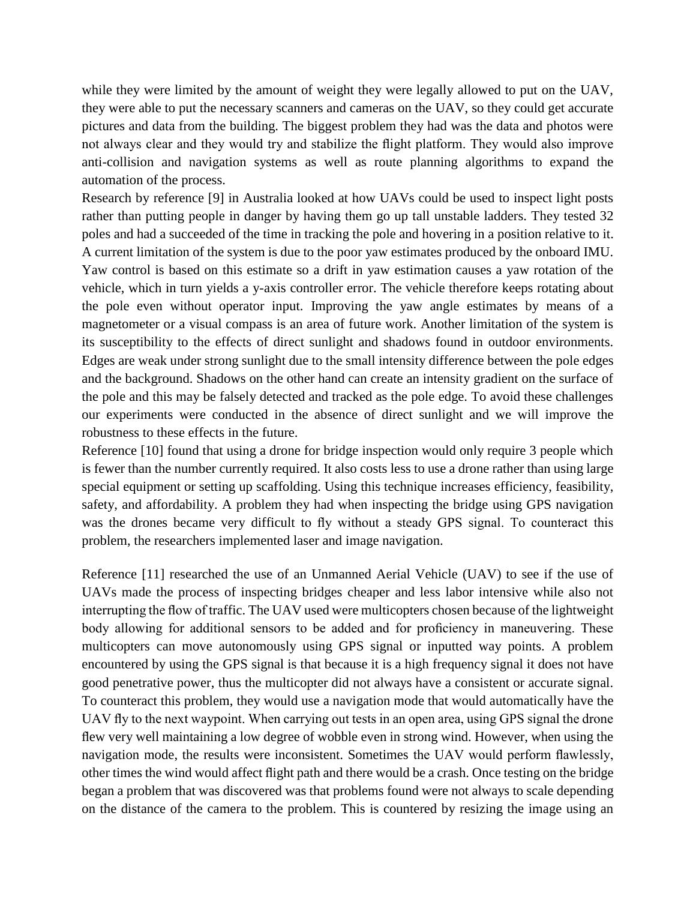while they were limited by the amount of weight they were legally allowed to put on the UAV, they were able to put the necessary scanners and cameras on the UAV, so they could get accurate pictures and data from the building. The biggest problem they had was the data and photos were not always clear and they would try and stabilize the flight platform. They would also improve anti-collision and navigation systems as well as route planning algorithms to expand the automation of the process.

Research by reference [9] in Australia looked at how UAVs could be used to inspect light posts rather than putting people in danger by having them go up tall unstable ladders. They tested 32 poles and had a succeeded of the time in tracking the pole and hovering in a position relative to it. A current limitation of the system is due to the poor yaw estimates produced by the onboard IMU. Yaw control is based on this estimate so a drift in yaw estimation causes a yaw rotation of the vehicle, which in turn yields a y-axis controller error. The vehicle therefore keeps rotating about the pole even without operator input. Improving the yaw angle estimates by means of a magnetometer or a visual compass is an area of future work. Another limitation of the system is its susceptibility to the effects of direct sunlight and shadows found in outdoor environments. Edges are weak under strong sunlight due to the small intensity difference between the pole edges and the background. Shadows on the other hand can create an intensity gradient on the surface of the pole and this may be falsely detected and tracked as the pole edge. To avoid these challenges our experiments were conducted in the absence of direct sunlight and we will improve the robustness to these effects in the future.

Reference [10] found that using a drone for bridge inspection would only require 3 people which is fewer than the number currently required. It also costs less to use a drone rather than using large special equipment or setting up scaffolding. Using this technique increases efficiency, feasibility, safety, and affordability. A problem they had when inspecting the bridge using GPS navigation was the drones became very difficult to fly without a steady GPS signal. To counteract this problem, the researchers implemented laser and image navigation.

Reference [11] researched the use of an Unmanned Aerial Vehicle (UAV) to see if the use of UAVs made the process of inspecting bridges cheaper and less labor intensive while also not interrupting the flow of traffic. The UAV used were multicopters chosen because of the lightweight body allowing for additional sensors to be added and for proficiency in maneuvering. These multicopters can move autonomously using GPS signal or inputted way points. A problem encountered by using the GPS signal is that because it is a high frequency signal it does not have good penetrative power, thus the multicopter did not always have a consistent or accurate signal. To counteract this problem, they would use a navigation mode that would automatically have the UAV fly to the next waypoint. When carrying out tests in an open area, using GPS signal the drone flew very well maintaining a low degree of wobble even in strong wind. However, when using the navigation mode, the results were inconsistent. Sometimes the UAV would perform flawlessly, other times the wind would affect flight path and there would be a crash. Once testing on the bridge began a problem that was discovered was that problems found were not always to scale depending on the distance of the camera to the problem. This is countered by resizing the image using an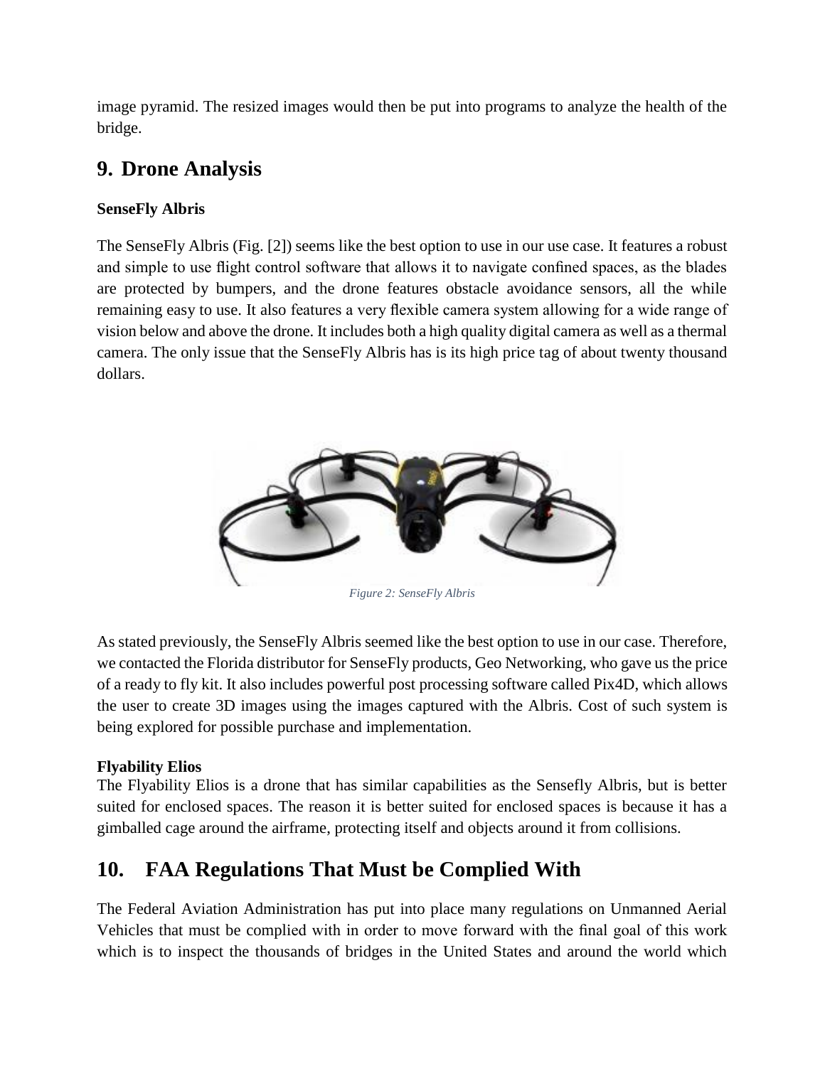image pyramid. The resized images would then be put into programs to analyze the health of the bridge.

## 9. Drone Analysis

**SenseFly Albris**

The SenseFly Albris (Fig. [2]) seems like the best option to use in our use case. It features a robust and simple to use flight control software that allows it to navigate confined spaces, as the blades are protected by bumpers, and the drone features obstacle avoidance sensors, all the while remaining easy to use. It also features a very flexible camera system allowing for a wide range of vision below and above the drone. It includes both a high quality digital camera as well as a thermal camera. The only issue that the SenseFly Albris has is its high price tag of about twenty thousand dollars.

*Figure 2: SenseFly Albris*

As stated previously, the SenseFly Albris seemed like the best option to use in our case. Therefore, we contacted the Florida distributor for SenseFly products, Geo Networking, who gave us the price of a ready to fly kit. It also includes powerful post processing software called Pix4D, which allows the user to create 3D images using the images captured with the Albris. Cost of such system is being explored for possible purchase and implementation.

**Flyability Elios**

The Flyability Elios is a drone that has similar capabilities as the Sensefly Albris, but is better suited for enclosed spaces. The reason it is better suited for enclosed spaces is because it has a gimballed cage around the airframe, protecting itself and objects around it from collisions.

## 10. FAA Regulations That Must be Complied With

The Federal Aviation Administration has put into place many regulations on Unmanned Aerial Vehicles that must be complied with in order to move forward with the final goal of this work which is to inspect the thousands of bridges in the United States and around the world which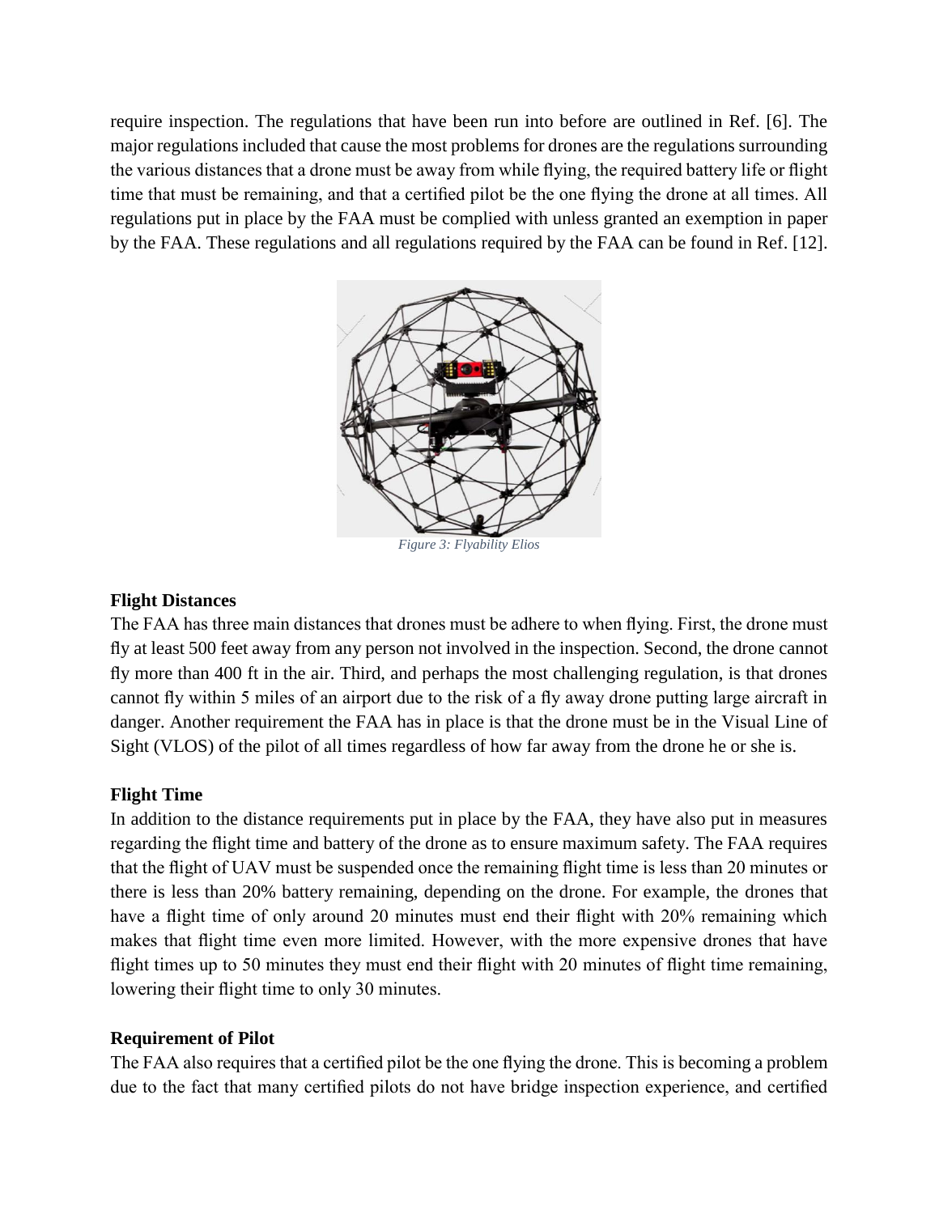require inspection. The regulations that have been run into before are outlined in Ref. [6]. The major regulations included that cause the most problems for drones are the regulations surrounding the various distances that a drone must be away from while flying, the required battery life or flight time that must be remaining, and that a certified pilot be the one flying the drone at all times. All regulations put in place by the FAA must be complied with unless granted an exemption in paper by the FAA. These regulations and all regulations required by the FAA can be found in Ref. [12].

*Figure 3: Flyability Elios*

**Flight Distances**

The FAA has three main distances that drones must be adhere to when flying. First, the drone must fly at least 500 feet away from any person not involved in the inspection. Second, the drone cannot fly more than 400 ft in the air. Third, and perhaps the most challenging regulation, is that drones cannot fly within 5 miles of an airport due to the risk of a fly away drone putting large aircraft in danger. Another requirement the FAA has in place is that the drone must be in the Visual Line of Sight (VLOS) of the pilot of all times regardless of how far away from the drone he or she is.

**Flight Time**

In addition to the distance requirements put in place by the FAA, they have also put in measures regarding the flight time and battery of the drone as to ensure maximum safety. The FAA requires that the flight of UAV must be suspended once the remaining flight time is less than 20 minutes or there is less than 20% battery remaining, depending on the drone. For example, the drones that have a flight time of only around 20 minutes must end their flight with 20% remaining which makes that flight time even more limited. However, with the more expensive drones that have flight times up to 50 minutes they must end their flight with 20 minutes of flight time remaining, lowering their flight time to only 30 minutes.

**Requirement of Pilot**

The FAA also requires that a certified pilot be the one flying the drone. This is becoming a problem due to the fact that many certified pilots do not have bridge inspection experience, and certified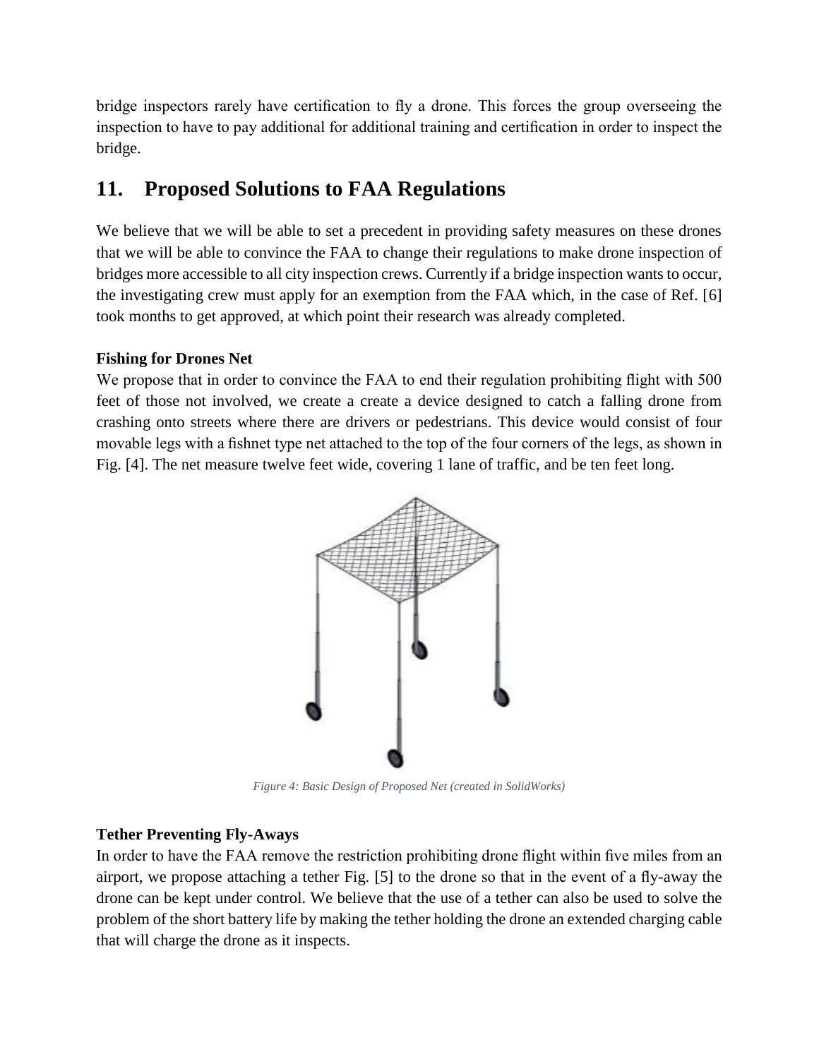bridge inspectors rarely have certification to fly a drone. This forces the group overseeing the inspection to have to pay additional for additional training and certification in order to inspect the bridge.

## 11. Proposed Solutions to FAA Regulations

We believe that we will be able to set a precedent in providing safety measures on these drones that we will be able to convince the FAA to change their regulations to make drone inspection of bridges more accessible to all city inspection crews. Currently if a bridge inspection wants to occur, the investigating crew must apply for an exemption from the FAA which, in the case of Ref. [6] took months to get approved, at which point their research was already completed.

**Fishing for Drones Net**

We propose that in order to convince the FAA to end their regulation prohibiting flight with 500 feet of those not involved, we create a create a device designed to catch a falling drone from crashing onto streets where there are drivers or pedestrians. This device would consist of four movable legs with a fishnet type net attached to the top of the four corners of the legs, as shown in Fig. [4]. The net measure twelve feet wide, covering 1 lane of traffic, and be ten feet long.

*Figure 4: Basic Design of Proposed Net (created in SolidWorks)*

**Tether Preventing Fly-Aways**

In order to have the FAA remove the restriction prohibiting drone flight within five miles from an airport, we propose attaching a tether Fig. [5] to the drone so that in the event of a fly-away the drone can be kept under control. We believe that the use of a tether can also be used to solve the problem of the short battery life by making the tether holding the drone an extended charging cable that will charge the drone as it inspects.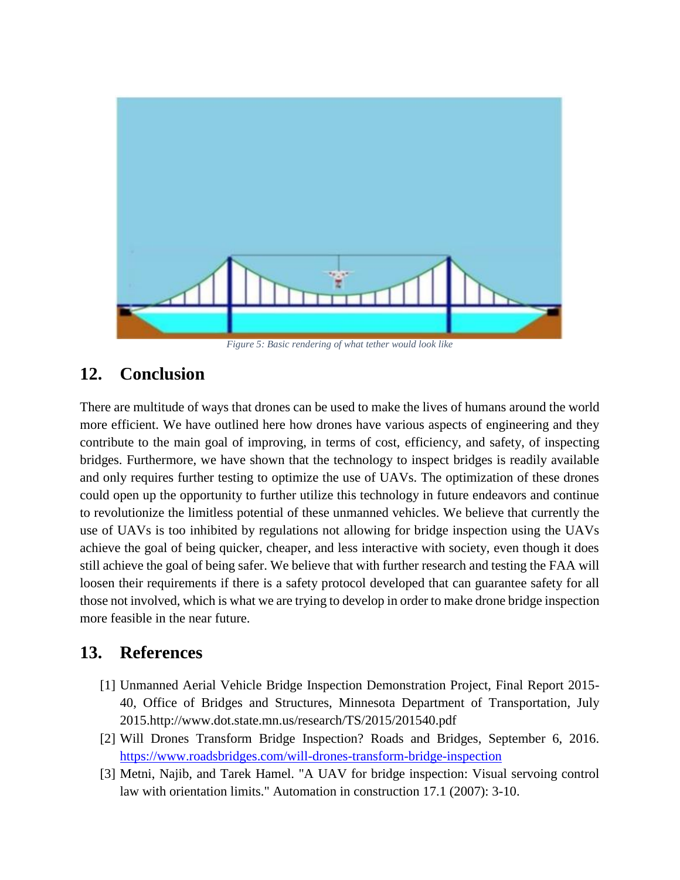*Figure 5: Basic rendering of what tether would look like*

## 12. Conclusion

There are multitude of ways that drones can be used to make the lives of humans around the world more efficient. We have outlined here how drones have various aspects of engineering and they contribute to the main goal of improving, in terms of cost, efficiency, and safety, of inspecting bridges. Furthermore, we have shown that the technology to inspect bridges is readily available and only requires further testing to optimize the use of UAVs. The optimization of these drones could open up the opportunity to further utilize this technology in future endeavors and continue to revolutionize the limitless potential of these unmanned vehicles. We believe that currently the use of UAVs is too inhibited by regulations not allowing for bridge inspection using the UAVs achieve the goal of being quicker, cheaper, and less interactive with society, even though it does still achieve the goal of being safer. We believe that with further research and testing the FAA will loosen their requirements if there is a safety protocol developed that can guarantee safety for all those not involved, which is what we are trying to develop in order to make drone bridge inspection more feasible in the near future.

## 13. References

[1] Unmanned Aerial Vehicle Bridge Inspection Demonstration Project, Final Report 2015-40, Office of Bridges and Structures, Minnesota Department of Transportation, July 2015.http://www.dot.state.mn.us/research/TS/2015/201540.pdf

[2] Will Drones Transform Bridge Inspection? Roads and Bridges, September 6, 2016. https://www.roadsbridges.com/will-drones-transform-bridge-inspection

[3] Metni, Najib, and Tarek Hamel. "A UAV for bridge inspection: Visual servoing control law with orientation limits." Automation in construction 17.1 (2007): 3-10.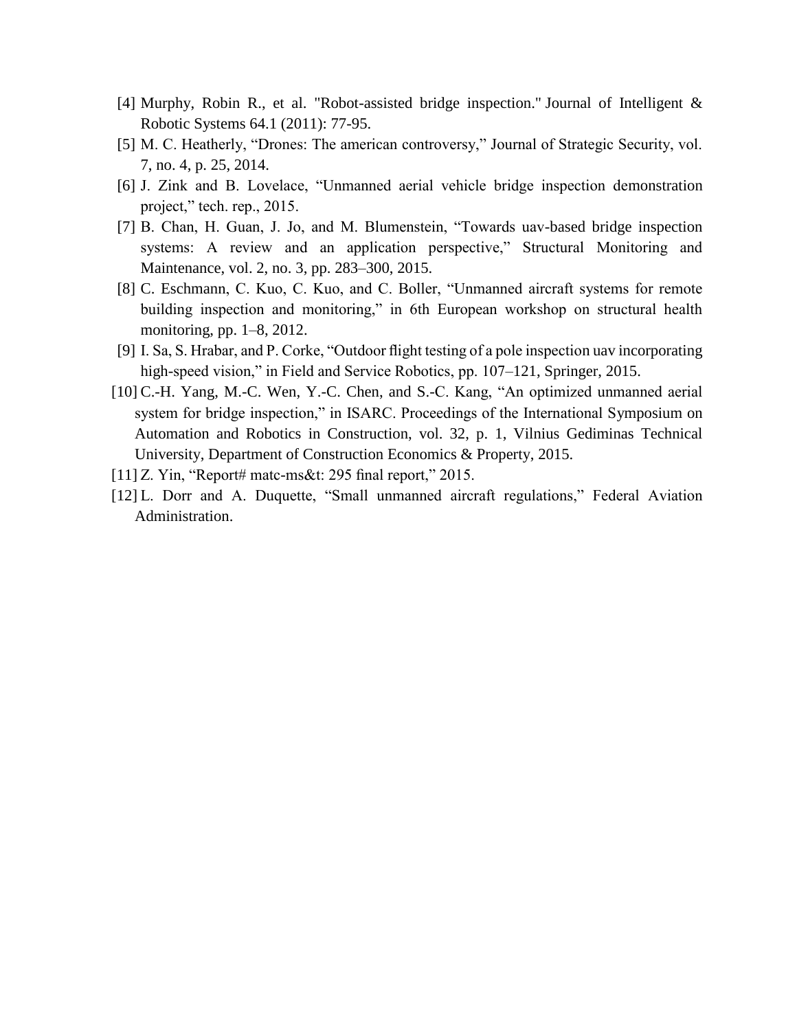[4] Murphy, Robin R., et al. "Robot-assisted bridge inspection." Journal of Intelligent & Robotic Systems 64.1 (2011): 77-95.

[5] M. C. Heatherly, “Drones: The american controversy,” Journal of Strategic Security, vol. 7, no. 4, p. 25, 2014.

[6] J. Zink and B. Lovelace, “Unmanned aerial vehicle bridge inspection demonstration project,” tech. rep., 2015.

[7] B. Chan, H. Guan, J. Jo, and M. Blumenstein, “Towards uav-based bridge inspection systems: A review and an application perspective,” Structural Monitoring and Maintenance, vol. 2, no. 3, pp. 283–300, 2015.

[8] C. Eschmann, C. Kuo, C. Kuo, and C. Boller, “Unmanned aircraft systems for remote building inspection and monitoring,” in 6th European workshop on structural health monitoring, pp. 1–8, 2012.

[9] I. Sa, S. Hrabar, and P. Corke, “Outdoor flight testing of a pole inspection uav incorporating high-speed vision,” in Field and Service Robotics, pp. 107–121, Springer, 2015.

[10] C.-H. Yang, M.-C. Wen, Y.-C. Chen, and S.-C. Kang, “An optimized unmanned aerial system for bridge inspection,” in ISARC. Proceedings of the International Symposium on Automation and Robotics in Construction, vol. 32, p. 1, Vilnius Gediminas Technical University, Department of Construction Economics & Property, 2015.

[11] Z. Yin, “Report# matc-ms&t: 295 final report,” 2015.

[12] L. Dorr and A. Duquette, “Small unmanned aircraft regulations,” Federal Aviation Administration.